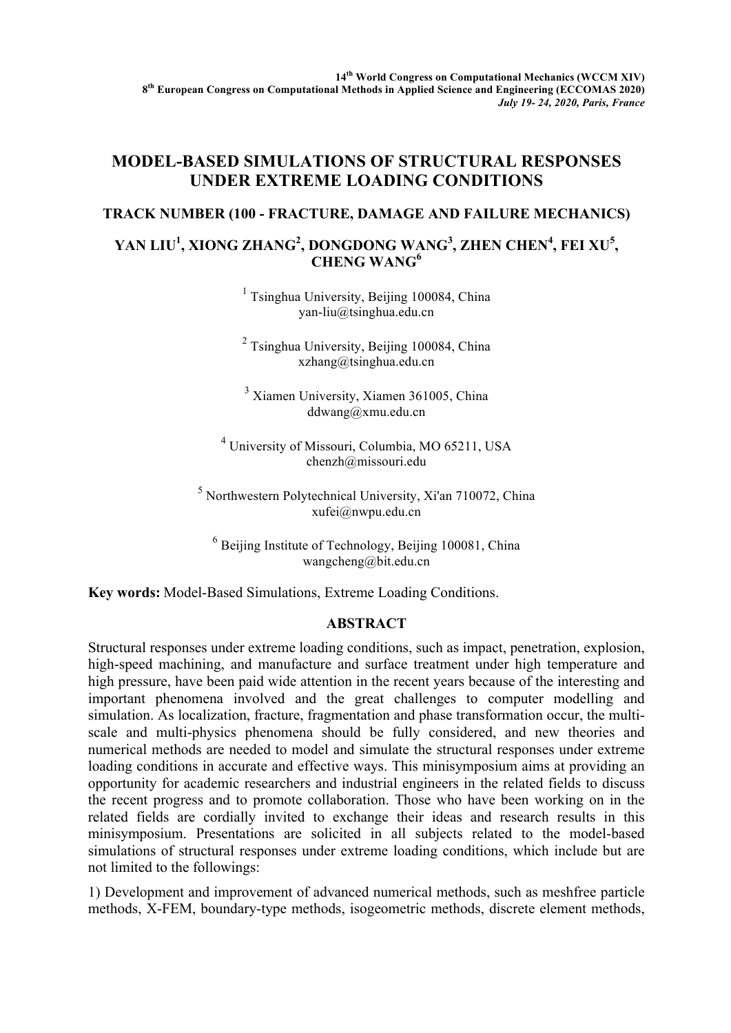# MODEL-BASED SIMULATIONS OF STRUCTURAL RESPONSES UNDER EXTREME LOADING CONDITIONS

## TRACK NUMBER (100 - FRACTURE, DAMAGE AND FAILURE MECHANICS)

**YAN LIU[1], XIONG ZHANG[2], DONGDONG WANG[3], ZHEN CHEN[4], FEI XU[5], CHENG WANG[6]**

[1] Tsinghua University, Beijing 100084, China
yan-liu@tsinghua.edu.cn

[2] Tsinghua University, Beijing 100084, China
xzhang@tsinghua.edu.cn

[3] Xiamen University, Xiamen 361005, China
ddwang@xmu.edu.cn

[4] University of Missouri, Columbia, MO 65211, USA
chenzh@missouri.edu

[5] Northwestern Polytechnical University, Xi'an 710072, China
xufei@nwpu.edu.cn

[6] Beijing Institute of Technology, Beijing 100081, China
wangcheng@bit.edu.cn

**Key words:** Model-Based Simulations, Extreme Loading Conditions.

## ABSTRACT

Structural responses under extreme loading conditions, such as impact, penetration, explosion, high-speed machining, and manufacture and surface treatment under high temperature and high pressure, have been paid wide attention in the recent years because of the interesting and important phenomena involved and the great challenges to computer modelling and simulation. As localization, fracture, fragmentation and phase transformation occur, the multi-scale and multi-physics phenomena should be fully considered, and new theories and numerical methods are needed to model and simulate the structural responses under extreme loading conditions in accurate and effective ways. This minisymposium aims at providing an opportunity for academic researchers and industrial engineers in the related fields to discuss the recent progress and to promote collaboration. Those who have been working on in the related fields are cordially invited to exchange their ideas and research results in this minisymposium. Presentations are solicited in all subjects related to the model-based simulations of structural responses under extreme loading conditions, which include but are not limited to the followings:

1) Development and improvement of advanced numerical methods, such as meshfree particle methods, X-FEM, boundary-type methods, isogeometric methods, discrete element methods,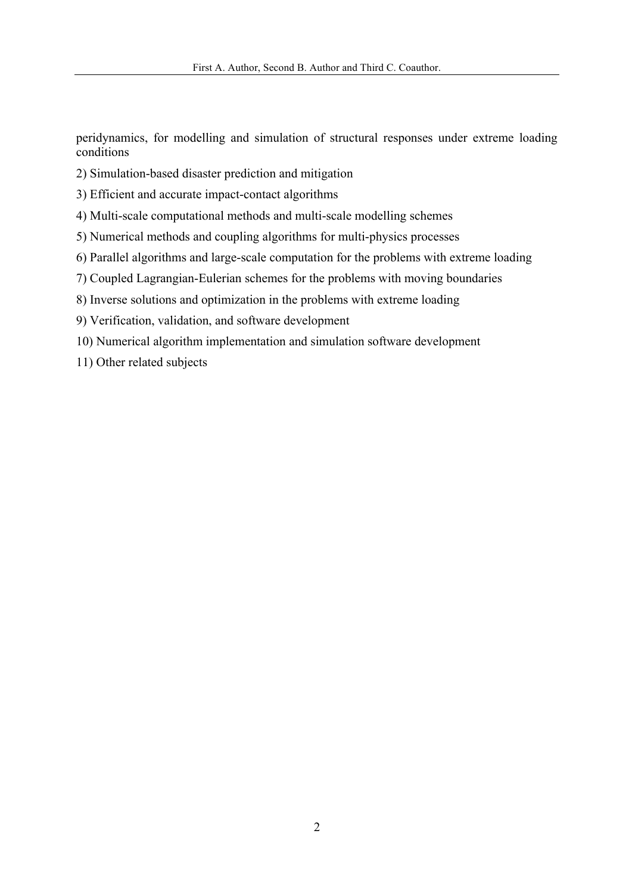peridynamics, for modelling and simulation of structural responses under extreme loading conditions

2) Simulation-based disaster prediction and mitigation

3) Efficient and accurate impact-contact algorithms

4) Multi-scale computational methods and multi-scale modelling schemes

5) Numerical methods and coupling algorithms for multi-physics processes

6) Parallel algorithms and large-scale computation for the problems with extreme loading

7) Coupled Lagrangian-Eulerian schemes for the problems with moving boundaries

8) Inverse solutions and optimization in the problems with extreme loading

9) Verification, validation, and software development

10) Numerical algorithm implementation and simulation software development

11) Other related subjects